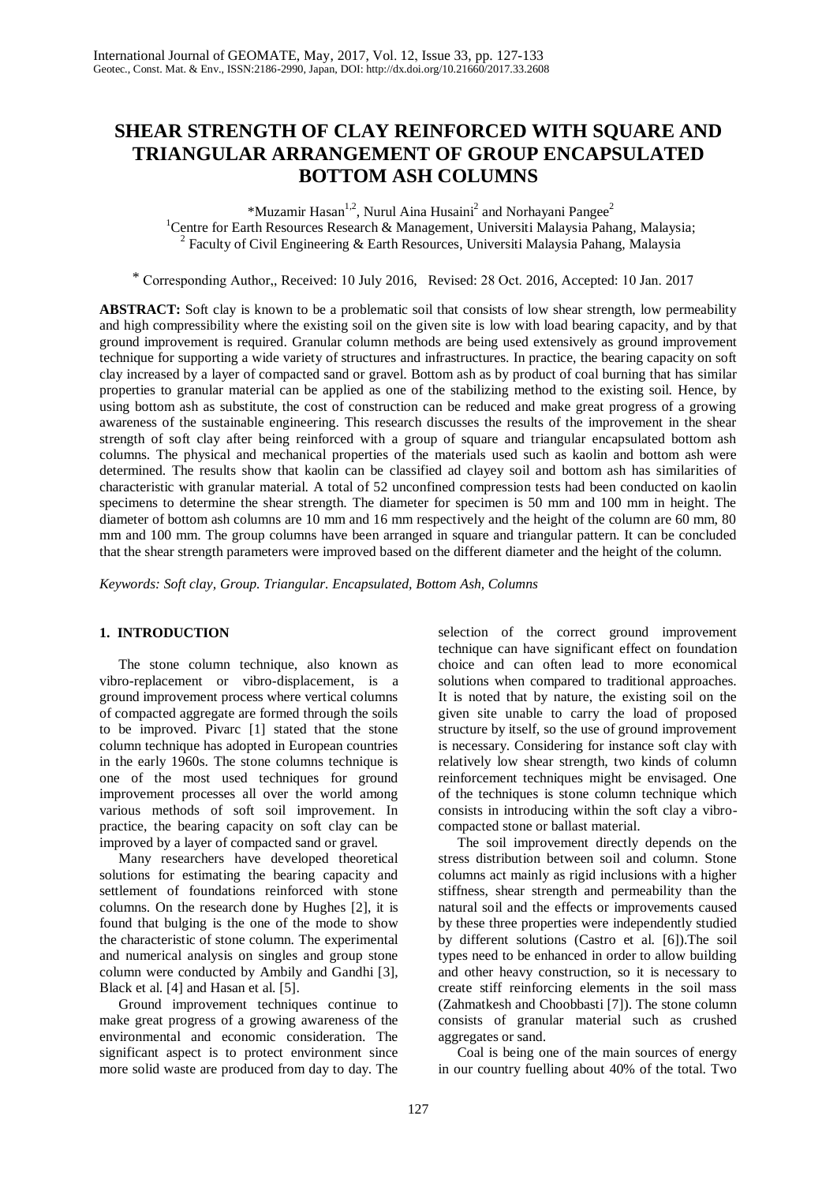# SHEAR STRENGTH OF CLAY REINFORCED WITH SQUARE AND TRIANGULAR ARRANGEMENT OF GROUP ENCAPSULATED BOTTOM ASH COLUMNS

*Muzamir Hasan[1,2], Nurul Aina Husaini[2] and Norhayani Pangee[2]

[1]Centre for Earth Resources Research & Management, Universiti Malaysia Pahang, Malaysia;
[2] Faculty of Civil Engineering & Earth Resources, Universiti Malaysia Pahang, Malaysia

* Corresponding Author,, Received: 10 July 2016, Revised: 28 Oct. 2016, Accepted: 10 Jan. 2017

**ABSTRACT:** Soft clay is known to be a problematic soil that consists of low shear strength, low permeability and high compressibility where the existing soil on the given site is low with load bearing capacity, and by that ground improvement is required. Granular column methods are being used extensively as ground improvement technique for supporting a wide variety of structures and infrastructures. In practice, the bearing capacity on soft clay increased by a layer of compacted sand or gravel. Bottom ash as by product of coal burning that has similar properties to granular material can be applied as one of the stabilizing method to the existing soil. Hence, by using bottom ash as substitute, the cost of construction can be reduced and make great progress of a growing awareness of the sustainable engineering. This research discusses the results of the improvement in the shear strength of soft clay after being reinforced with a group of square and triangular encapsulated bottom ash columns. The physical and mechanical properties of the materials used such as kaolin and bottom ash were determined. The results show that kaolin can be classified ad clayey soil and bottom ash has similarities of characteristic with granular material. A total of 52 unconfined compression tests had been conducted on kaolin specimens to determine the shear strength. The diameter for specimen is 50 mm and 100 mm in height. The diameter of bottom ash columns are 10 mm and 16 mm respectively and the height of the column are 60 mm, 80 mm and 100 mm. The group columns have been arranged in square and triangular pattern. It can be concluded that the shear strength parameters were improved based on the different diameter and the height of the column.

*Keywords: Soft clay, Group. Triangular. Encapsulated, Bottom Ash, Columns*

## 1. INTRODUCTION

The stone column technique, also known as vibro-replacement or vibro-displacement, is a ground improvement process where vertical columns of compacted aggregate are formed through the soils to be improved. Pivarc [1] stated that the stone column technique has adopted in European countries in the early 1960s. The stone columns technique is one of the most used techniques for ground improvement processes all over the world among various methods of soft soil improvement. In practice, the bearing capacity on soft clay can be improved by a layer of compacted sand or gravel.

Many researchers have developed theoretical solutions for estimating the bearing capacity and settlement of foundations reinforced with stone columns. On the research done by Hughes [2], it is found that bulging is the one of the mode to show the characteristic of stone column. The experimental and numerical analysis on singles and group stone column were conducted by Ambily and Gandhi [3], Black et al. [4] and Hasan et al. [5].

Ground improvement techniques continue to make great progress of a growing awareness of the environmental and economic consideration. The significant aspect is to protect environment since more solid waste are produced from day to day. The selection of the correct ground improvement technique can have significant effect on foundation choice and can often lead to more economical solutions when compared to traditional approaches. It is noted that by nature, the existing soil on the given site unable to carry the load of proposed structure by itself, so the use of ground improvement is necessary. Considering for instance soft clay with relatively low shear strength, two kinds of column reinforcement techniques might be envisaged. One of the techniques is stone column technique which consists in introducing within the soft clay a vibro-compacted stone or ballast material.

The soil improvement directly depends on the stress distribution between soil and column. Stone columns act mainly as rigid inclusions with a higher stiffness, shear strength and permeability than the natural soil and the effects or improvements caused by these three properties were independently studied by different solutions (Castro et al. [6]).The soil types need to be enhanced in order to allow building and other heavy construction, so it is necessary to create stiff reinforcing elements in the soil mass (Zahmatkesh and Choobbasti [7]). The stone column consists of granular material such as crushed aggregates or sand.

Coal is being one of the main sources of energy in our country fuelling about 40% of the total. Two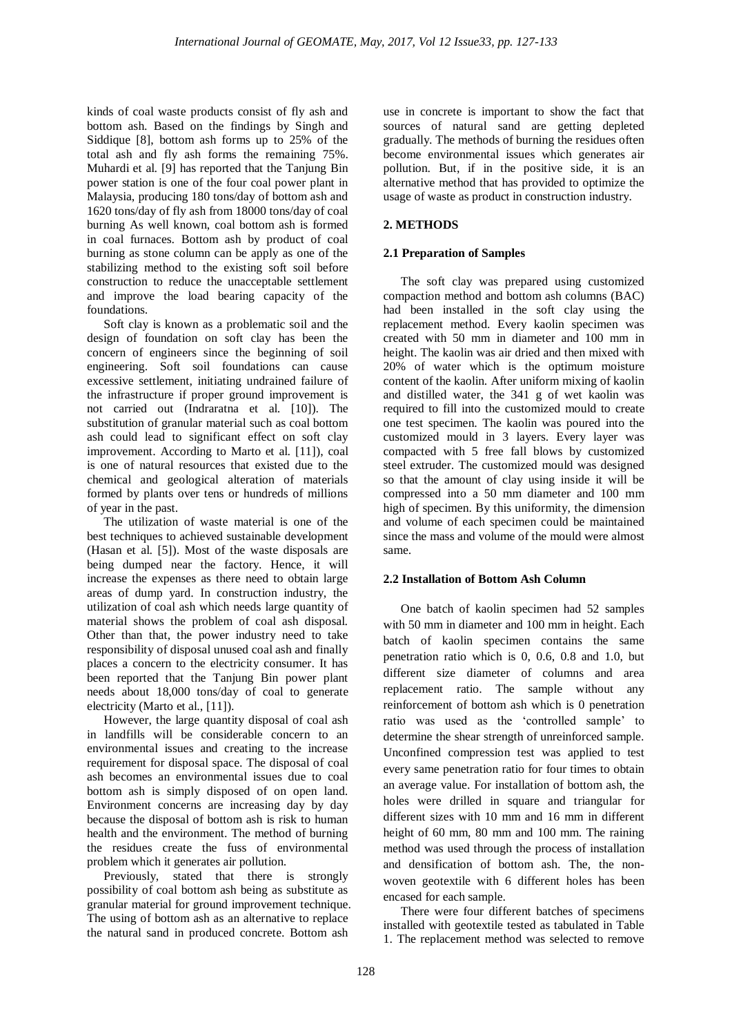kinds of coal waste products consist of fly ash and bottom ash. Based on the findings by Singh and Siddique [8], bottom ash forms up to 25% of the total ash and fly ash forms the remaining 75%. Muhardi et al. [9] has reported that the Tanjung Bin power station is one of the four coal power plant in Malaysia, producing 180 tons/day of bottom ash and 1620 tons/day of fly ash from 18000 tons/day of coal burning As well known, coal bottom ash is formed in coal furnaces. Bottom ash by product of coal burning as stone column can be apply as one of the stabilizing method to the existing soft soil before construction to reduce the unacceptable settlement and improve the load bearing capacity of the foundations.

Soft clay is known as a problematic soil and the design of foundation on soft clay has been the concern of engineers since the beginning of soil engineering. Soft soil foundations can cause excessive settlement, initiating undrained failure of the infrastructure if proper ground improvement is not carried out (Indraratna et al. [10]). The substitution of granular material such as coal bottom ash could lead to significant effect on soft clay improvement. According to Marto et al. [11]), coal is one of natural resources that existed due to the chemical and geological alteration of materials formed by plants over tens or hundreds of millions of year in the past.

The utilization of waste material is one of the best techniques to achieved sustainable development (Hasan et al. [5]). Most of the waste disposals are being dumped near the factory. Hence, it will increase the expenses as there need to obtain large areas of dump yard. In construction industry, the utilization of coal ash which needs large quantity of material shows the problem of coal ash disposal. Other than that, the power industry need to take responsibility of disposal unused coal ash and finally places a concern to the electricity consumer. It has been reported that the Tanjung Bin power plant needs about 18,000 tons/day of coal to generate electricity (Marto et al., [11]).

However, the large quantity disposal of coal ash in landfills will be considerable concern to an environmental issues and creating to the increase requirement for disposal space. The disposal of coal ash becomes an environmental issues due to coal bottom ash is simply disposed of on open land. Environment concerns are increasing day by day because the disposal of bottom ash is risk to human health and the environment. The method of burning the residues create the fuss of environmental problem which it generates air pollution.

Previously, stated that there is strongly possibility of coal bottom ash being as substitute as granular material for ground improvement technique. The using of bottom ash as an alternative to replace the natural sand in produced concrete. Bottom ash use in concrete is important to show the fact that sources of natural sand are getting depleted gradually. The methods of burning the residues often become environmental issues which generates air pollution. But, if in the positive side, it is an alternative method that has provided to optimize the usage of waste as product in construction industry.

## 2. METHODS

### 2.1 Preparation of Samples

The soft clay was prepared using customized compaction method and bottom ash columns (BAC) had been installed in the soft clay using the replacement method. Every kaolin specimen was created with 50 mm in diameter and 100 mm in height. The kaolin was air dried and then mixed with 20% of water which is the optimum moisture content of the kaolin. After uniform mixing of kaolin and distilled water, the 341 g of wet kaolin was required to fill into the customized mould to create one test specimen. The kaolin was poured into the customized mould in 3 layers. Every layer was compacted with 5 free fall blows by customized steel extruder. The customized mould was designed so that the amount of clay using inside it will be compressed into a 50 mm diameter and 100 mm high of specimen. By this uniformity, the dimension and volume of each specimen could be maintained since the mass and volume of the mould were almost same.

### 2.2 Installation of Bottom Ash Column

One batch of kaolin specimen had 52 samples with 50 mm in diameter and 100 mm in height. Each batch of kaolin specimen contains the same penetration ratio which is 0, 0.6, 0.8 and 1.0, but different size diameter of columns and area replacement ratio. The sample without any reinforcement of bottom ash which is 0 penetration ratio was used as the 'controlled sample' to determine the shear strength of unreinforced sample. Unconfined compression test was applied to test every same penetration ratio for four times to obtain an average value. For installation of bottom ash, the holes were drilled in square and triangular for different sizes with 10 mm and 16 mm in different height of 60 mm, 80 mm and 100 mm. The raining method was used through the process of installation and densification of bottom ash. The, the non-woven geotextile with 6 different holes has been encased for each sample.

There were four different batches of specimens installed with geotextile tested as tabulated in Table 1. The replacement method was selected to remove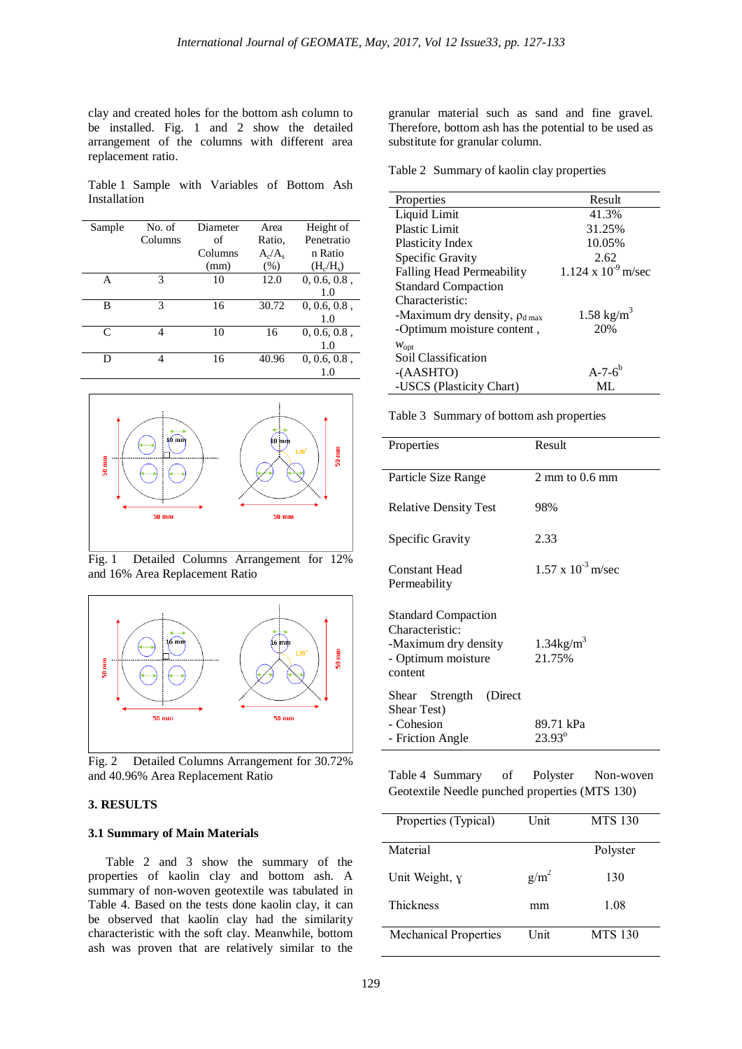clay and created holes for the bottom ash column to be installed. Fig. 1 and 2 show the detailed arrangement of the columns with different area replacement ratio.

Table 1 Sample with Variables of Bottom Ash Installation

| Sample | No. of Columns | Diameter of Columns (mm) | Area Ratio, $A_c/A_s$ (%) | Height of Penetration Ratio ($H_c/H_s$) |
|---|---|---|---|---|
| A | 3 | 10 | 12.0 | 0, 0.6, 0.8, 1.0 |
| B | 3 | 16 | 30.72 | 0, 0.6, 0.8, 1.0 |
| C | 4 | 10 | 16 | 0, 0.6, 0.8, 1.0 |
| D | 4 | 16 | 40.96 | 0, 0.6, 0.8, 1.0 |

Fig. 1 Detailed Columns Arrangement for 12% and 16% Area Replacement Ratio

Fig. 2 Detailed Columns Arrangement for 30.72% and 40.96% Area Replacement Ratio

## 3. RESULTS

### 3.1 Summary of Main Materials

Table 2 and 3 show the summary of the properties of kaolin clay and bottom ash. A summary of non-woven geotextile was tabulated in Table 4. Based on the tests done kaolin clay, it can be observed that kaolin clay had the similarity characteristic with the soft clay. Meanwhile, bottom ash was proven that are relatively similar to the granular material such as sand and fine gravel. Therefore, bottom ash has the potential to be used as substitute for granular column.

Table 2 Summary of kaolin clay properties

| Properties | Result |
|---|---|
| Liquid Limit | 41.3% |
| Plastic Limit | 31.25% |
| Plasticity Index | 10.05% |
| Specific Gravity | 2.62 |
| Falling Head Permeability | $1.124 \times 10^{-9}$ m/sec |
| Standard Compaction Characteristic: | |
| -Maximum dry density, $\rho_{d\ max}$ | 1.58 kg/m$^3$ |
| -Optimum moisture content, $w_{opt}$ | 20% |
| Soil Classification | |
| -(AASHTO) | A-7-6[b] |
| -USCS (Plasticity Chart) | ML |

Table 3 Summary of bottom ash properties

| Properties | Result |
|---|---|
| Particle Size Range | 2 mm to 0.6 mm |
| Relative Density Test | 98% |
| Specific Gravity | 2.33 |
| Constant Head Permeability | $1.57 \times 10^{-3}$ m/sec |
| Standard Compaction Characteristic: | |
| -Maximum dry density | 1.34kg/m$^3$ |
| - Optimum moisture content | 21.75% |
| Shear Strength (Direct Shear Test) | |
| - Cohesion | 89.71 kPa |
| - Friction Angle | 23.93$^o$ |

Table 4 Summary of Polyster Non-woven Geotextile Needle punched properties (MTS 130)

| Properties (Typical) | Unit | MTS 130 |
|---|---|---|
| Material | | Polyster |
| Unit Weight, $\gamma$ | g/m$^2$ | 130 |
| Thickness | mm | 1.08 |
| Mechanical Properties | Unit | MTS 130 |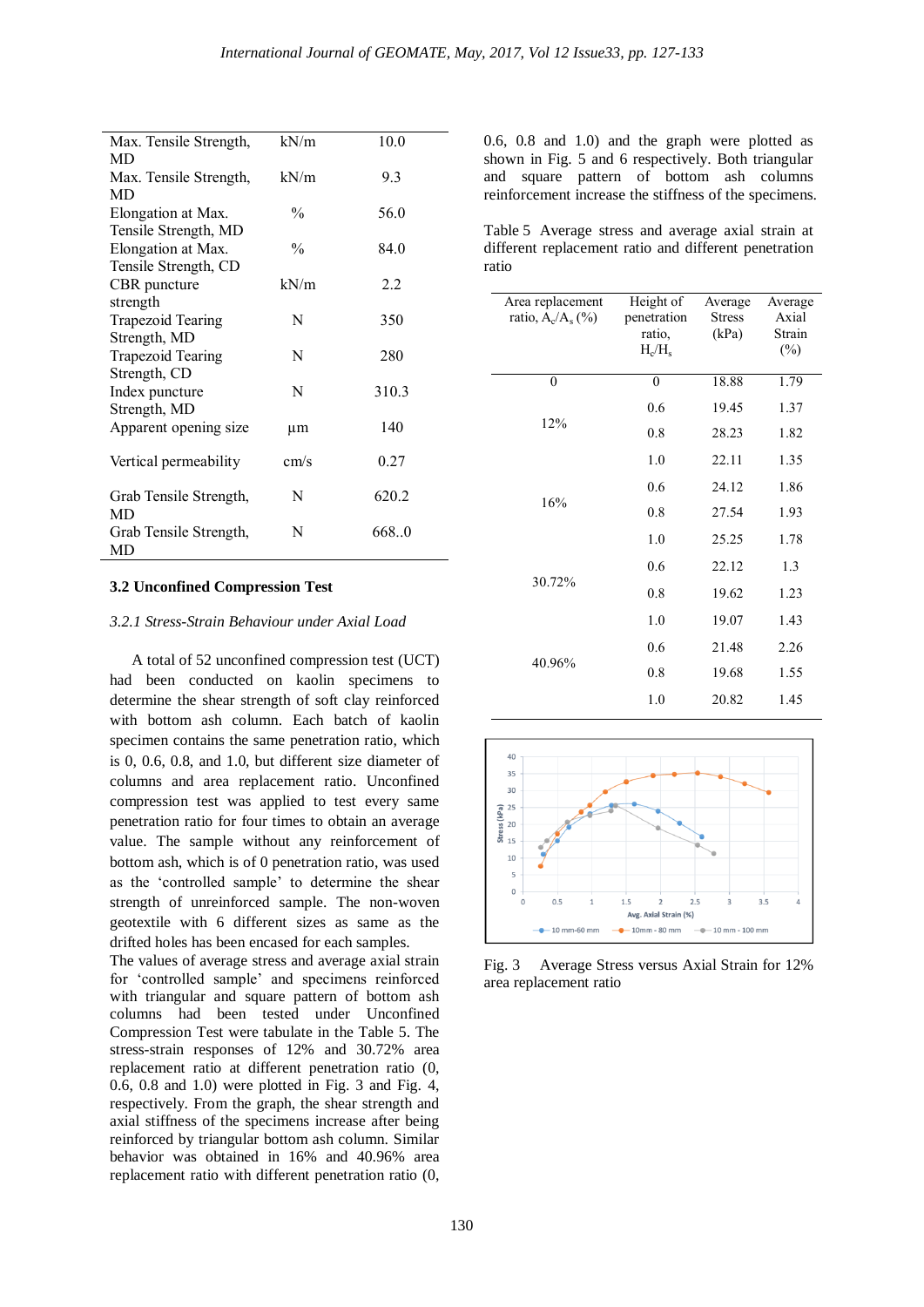| | | |
|---|---|---|
| Max. Tensile Strength, MD | kN/m | 10.0 |
| Max. Tensile Strength, MD | kN/m | 9.3 |
| Elongation at Max. Tensile Strength, MD | % | 56.0 |
| Elongation at Max. Tensile Strength, CD | % | 84.0 |
| CBR puncture strength | kN/m | 2.2 |
| Trapezoid Tearing Strength, MD | N | 350 |
| Trapezoid Tearing Strength, CD | N | 280 |
| Index puncture Strength, MD | N | 310.3 |
| Apparent opening size | μm | 140 |
| Vertical permeability | cm/s | 0.27 |
| Grab Tensile Strength, MD | N | 620.2 |
| Grab Tensile Strength, MD | N | 668..0 |

### 3.2 Unconfined Compression Test

*3.2.1 Stress-Strain Behaviour under Axial Load*

A total of 52 unconfined compression test (UCT) had been conducted on kaolin specimens to determine the shear strength of soft clay reinforced with bottom ash column. Each batch of kaolin specimen contains the same penetration ratio, which is 0, 0.6, 0.8, and 1.0, but different size diameter of columns and area replacement ratio. Unconfined compression test was applied to test every same penetration ratio for four times to obtain an average value. The sample without any reinforcement of bottom ash, which is of 0 penetration ratio, was used as the 'controlled sample' to determine the shear strength of unreinforced sample. The non-woven geotextile with 6 different sizes as same as the drifted holes has been encased for each samples.

The values of average stress and average axial strain for 'controlled sample' and specimens reinforced with triangular and square pattern of bottom ash columns had been tested under Unconfined Compression Test were tabulate in the Table 5. The stress-strain responses of 12% and 30.72% area replacement ratio at different penetration ratio (0, 0.6, 0.8 and 1.0) were plotted in Fig. 3 and Fig. 4, respectively. From the graph, the shear strength and axial stiffness of the specimens increase after being reinforced by triangular bottom ash column. Similar behavior was obtained in 16% and 40.96% area replacement ratio with different penetration ratio (0, 0.6, 0.8 and 1.0) and the graph were plotted as shown in Fig. 5 and 6 respectively. Both triangular and square pattern of bottom ash columns reinforcement increase the stiffness of the specimens.

Table 5 Average stress and average axial strain at different replacement ratio and different penetration ratio

| Area replacement ratio, $A_c/A_s$ (%) | Height of penetration ratio, $H_c/H_s$ | Average Stress (kPa) | Average Axial Strain (%) |
|---|---|---|---|
| 0 | 0 | 18.88 | 1.79 |
| 12% | 0.6 | 19.45 | 1.37 |
| | 0.8 | 28.23 | 1.82 |
| | 1.0 | 22.11 | 1.35 |
| 16% | 0.6 | 24.12 | 1.86 |
| | 0.8 | 27.54 | 1.93 |
| | 1.0 | 25.25 | 1.78 |
| 30.72% | 0.6 | 22.12 | 1.3 |
| | 0.8 | 19.62 | 1.23 |
| | 1.0 | 19.07 | 1.43 |
| 40.96% | 0.6 | 21.48 | 2.26 |
| | 0.8 | 19.68 | 1.55 |
| | 1.0 | 20.82 | 1.45 |

Fig. 3 Average Stress versus Axial Strain for 12% area replacement ratio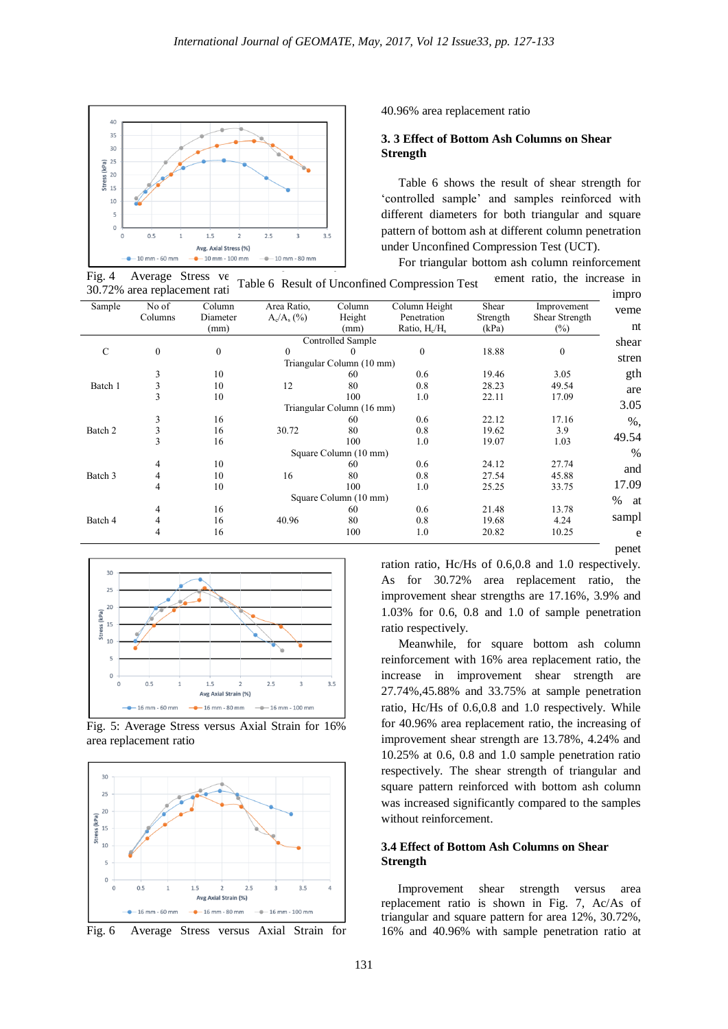Fig. 4 Average Stress versus Axial Strain for 30.72% area replacement ratio

40.96% area replacement ratio

### 3. 3 Effect of Bottom Ash Columns on Shear Strength

Table 6 shows the result of shear strength for 'controlled sample' and samples reinforced with different diameters for both triangular and square pattern of bottom ash at different column penetration under Unconfined Compression Test (UCT).

For triangular bottom ash column reinforcement with 12% area replacement ratio, the increase in improvement shear strength are 3.05 %, 49.54 % and 17.09 % at sample penetration ratio, Hc/Hs of 0.6,0.8 and 1.0 respectively. As for 30.72% area replacement ratio, the improvement shear strengths are 17.16%, 3.9% and 1.03% for 0.6, 0.8 and 1.0 of sample penetration ratio respectively.

Table 6 Result of Unconfined Compression Test

| Sample | No of Columns | Column Diameter (mm) | Area Ratio, $A_c/A_s$ (%) | Column Height (mm) | Column Height Penetration Ratio, $H_c/H_s$ | Shear Strength (kPa) | Improvement Shear Strength (%) |
|---|---|---|---|---|---|---|---|
| | | | Controlled Sample | | | | |
| C | 0 | 0 | 0 | 0 | 0 | 18.88 | 0 |
| | | | Triangular Column (10 mm) | | | | |
| Batch 1 | 3 | 10 | 12 | 60 | 0.6 | 19.46 | 3.05 |
| | 3 | 10 | | 80 | 0.8 | 28.23 | 49.54 |
| | 3 | 10 | | 100 | 1.0 | 22.11 | 17.09 |
| | | | Triangular Column (16 mm) | | | | |
| Batch 2 | 3 | 16 | 30.72 | 60 | 0.6 | 22.12 | 17.16 |
| | 3 | 16 | | 80 | 0.8 | 19.62 | 3.9 |
| | 3 | 16 | | 100 | 1.0 | 19.07 | 1.03 |
| | | | Square Column (10 mm) | | | | |
| Batch 3 | 4 | 10 | 16 | 60 | 0.6 | 24.12 | 27.74 |
| | 4 | 10 | | 80 | 0.8 | 27.54 | 45.88 |
| | 4 | 10 | | 100 | 1.0 | 25.25 | 33.75 |
| | | | Square Column (10 mm) | | | | |
| Batch 4 | 4 | 16 | 40.96 | 60 | 0.6 | 21.48 | 13.78 |
| | 4 | 16 | | 80 | 0.8 | 19.68 | 4.24 |
| | 4 | 16 | | 100 | 1.0 | 20.82 | 10.25 |

Fig. 5: Average Stress versus Axial Strain for 16% area replacement ratio

Fig. 6 Average Stress versus Axial Strain for

Meanwhile, for square bottom ash column reinforcement with 16% area replacement ratio, the increase in improvement shear strength are 27.74%,45.88% and 33.75% at sample penetration ratio, Hc/Hs of 0.6,0.8 and 1.0 respectively. While for 40.96% area replacement ratio, the increasing of improvement shear strength are 13.78%, 4.24% and 10.25% at 0.6, 0.8 and 1.0 sample penetration ratio respectively. The shear strength of triangular and square pattern reinforced with bottom ash column was increased significantly compared to the samples without reinforcement.

### 3.4 Effect of Bottom Ash Columns on Shear Strength

Improvement shear strength versus area replacement ratio is shown in Fig. 7, Ac/As of triangular and square pattern for area 12%, 30.72%, 16% and 40.96% with sample penetration ratio at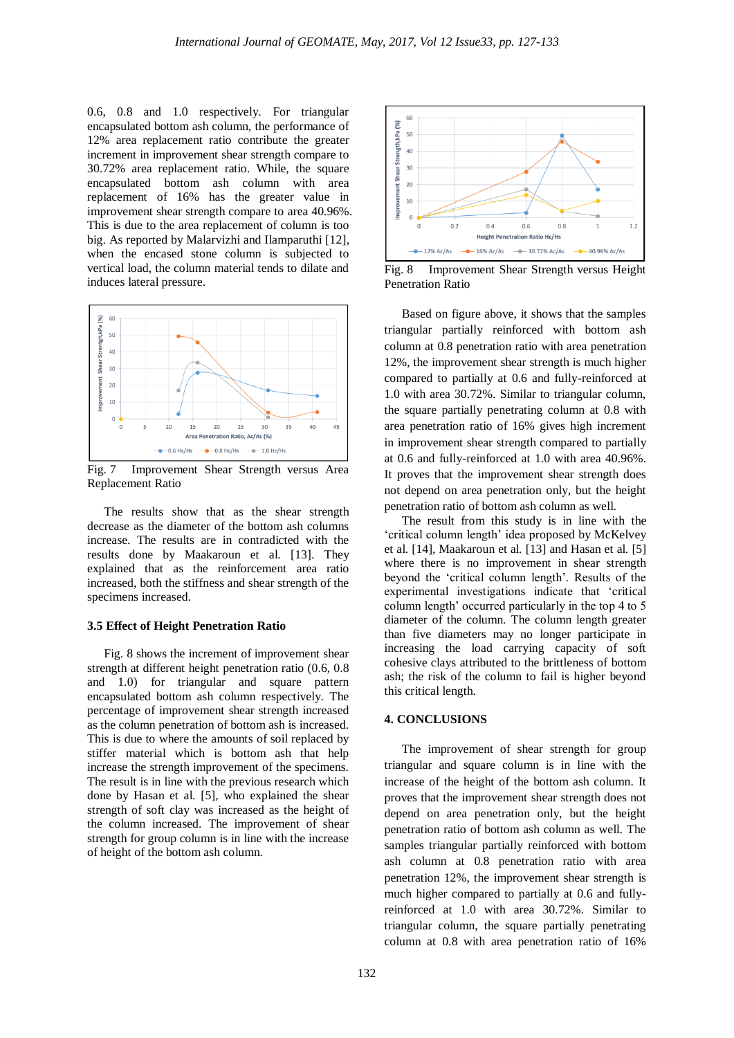0.6, 0.8 and 1.0 respectively. For triangular encapsulated bottom ash column, the performance of 12% area replacement ratio contribute the greater increment in improvement shear strength compare to 30.72% area replacement ratio. While, the square encapsulated bottom ash column with area replacement of 16% has the greater value in improvement shear strength compare to area 40.96%. This is due to the area replacement of column is too big. As reported by Malarvizhi and Ilamparuthi [12], when the encased stone column is subjected to vertical load, the column material tends to dilate and induces lateral pressure.

Fig. 7 Improvement Shear Strength versus Area Replacement Ratio

The results show that as the shear strength decrease as the diameter of the bottom ash columns increase. The results are in contradicted with the results done by Maakaroun et al. [13]. They explained that as the reinforcement area ratio increased, both the stiffness and shear strength of the specimens increased.

### 3.5 Effect of Height Penetration Ratio

Fig. 8 shows the increment of improvement shear strength at different height penetration ratio (0.6, 0.8 and 1.0) for triangular and square pattern encapsulated bottom ash column respectively. The percentage of improvement shear strength increased as the column penetration of bottom ash is increased. This is due to where the amounts of soil replaced by stiffer material which is bottom ash that help increase the strength improvement of the specimens. The result is in line with the previous research which done by Hasan et al. [5], who explained the shear strength of soft clay was increased as the height of the column increased. The improvement of shear strength for group column is in line with the increase of height of the bottom ash column.

Fig. 8 Improvement Shear Strength versus Height Penetration Ratio

Based on figure above, it shows that the samples triangular partially reinforced with bottom ash column at 0.8 penetration ratio with area penetration 12%, the improvement shear strength is much higher compared to partially at 0.6 and fully-reinforced at 1.0 with area 30.72%. Similar to triangular column, the square partially penetrating column at 0.8 with area penetration ratio of 16% gives high increment in improvement shear strength compared to partially at 0.6 and fully-reinforced at 1.0 with area 40.96%. It proves that the improvement shear strength does not depend on area penetration only, but the height penetration ratio of bottom ash column as well.

The result from this study is in line with the 'critical column length' idea proposed by McKelvey et al. [14], Maakaroun et al. [13] and Hasan et al. [5] where there is no improvement in shear strength beyond the 'critical column length'. Results of the experimental investigations indicate that 'critical column length' occurred particularly in the top 4 to 5 diameter of the column. The column length greater than five diameters may no longer participate in increasing the load carrying capacity of soft cohesive clays attributed to the brittleness of bottom ash; the risk of the column to fail is higher beyond this critical length.

## 4. CONCLUSIONS

The improvement of shear strength for group triangular and square column is in line with the increase of the height of the bottom ash column. It proves that the improvement shear strength does not depend on area penetration only, but the height penetration ratio of bottom ash column as well. The samples triangular partially reinforced with bottom ash column at 0.8 penetration ratio with area penetration 12%, the improvement shear strength is much higher compared to partially at 0.6 and fully-reinforced at 1.0 with area 30.72%. Similar to triangular column, the square partially penetrating column at 0.8 with area penetration ratio of 16%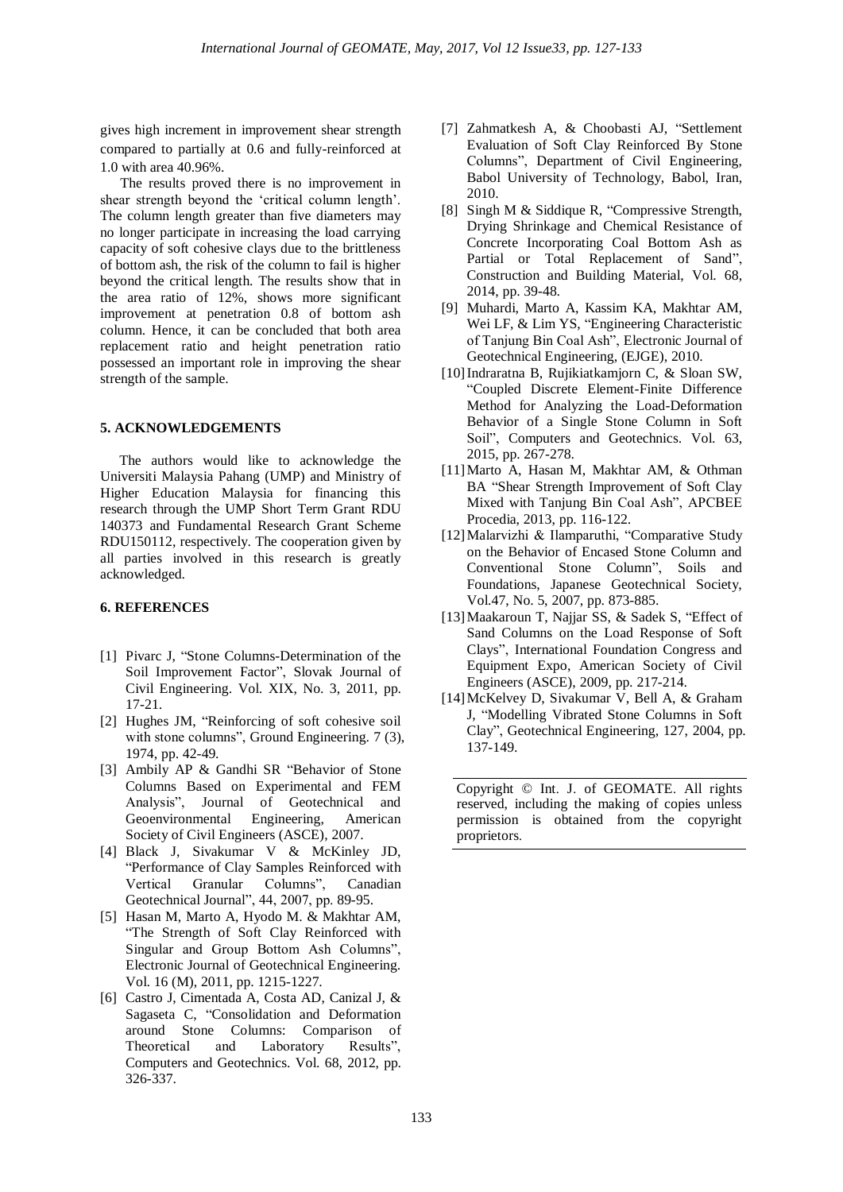gives high increment in improvement shear strength compared to partially at 0.6 and fully-reinforced at 1.0 with area 40.96%.

The results proved there is no improvement in shear strength beyond the 'critical column length'. The column length greater than five diameters may no longer participate in increasing the load carrying capacity of soft cohesive clays due to the brittleness of bottom ash, the risk of the column to fail is higher beyond the critical length. The results show that in the area ratio of 12%, shows more significant improvement at penetration 0.8 of bottom ash column. Hence, it can be concluded that both area replacement ratio and height penetration ratio possessed an important role in improving the shear strength of the sample.

## 5. ACKNOWLEDGEMENTS

The authors would like to acknowledge the Universiti Malaysia Pahang (UMP) and Ministry of Higher Education Malaysia for financing this research through the UMP Short Term Grant RDU 140373 and Fundamental Research Grant Scheme RDU150112, respectively. The cooperation given by all parties involved in this research is greatly acknowledged.

## 6. REFERENCES

[1] Pivarc J, "Stone Columns-Determination of the Soil Improvement Factor", Slovak Journal of Civil Engineering. Vol. XIX, No. 3, 2011, pp. 17-21.

[2] Hughes JM, "Reinforcing of soft cohesive soil with stone columns", Ground Engineering. 7 (3), 1974, pp. 42-49.

[3] Ambily AP & Gandhi SR "Behavior of Stone Columns Based on Experimental and FEM Analysis", Journal of Geotechnical and Geoenvironmental Engineering, American Society of Civil Engineers (ASCE), 2007.

[4] Black J, Sivakumar V & McKinley JD, "Performance of Clay Samples Reinforced with Vertical Granular Columns", Canadian Geotechnical Journal", 44, 2007, pp. 89-95.

[5] Hasan M, Marto A, Hyodo M. & Makhtar AM, "The Strength of Soft Clay Reinforced with Singular and Group Bottom Ash Columns", Electronic Journal of Geotechnical Engineering. Vol. 16 (M), 2011, pp. 1215-1227.

[6] Castro J, Cimentada A, Costa AD, Canizal J, & Sagaseta C, "Consolidation and Deformation around Stone Columns: Comparison of Theoretical and Laboratory Results", Computers and Geotechnics. Vol. 68, 2012, pp. 326-337.

[7] Zahmatkesh A, & Choobasti AJ, "Settlement Evaluation of Soft Clay Reinforced By Stone Columns", Department of Civil Engineering, Babol University of Technology, Babol, Iran, 2010.

[8] Singh M & Siddique R, "Compressive Strength, Drying Shrinkage and Chemical Resistance of Concrete Incorporating Coal Bottom Ash as Partial or Total Replacement of Sand", Construction and Building Material, Vol. 68, 2014, pp. 39-48.

[9] Muhardi, Marto A, Kassim KA, Makhtar AM, Wei LF, & Lim YS, "Engineering Characteristic of Tanjung Bin Coal Ash", Electronic Journal of Geotechnical Engineering, (EJGE), 2010.

[10] Indraratna B, Rujikiatkamjorn C, & Sloan SW, "Coupled Discrete Element-Finite Difference Method for Analyzing the Load-Deformation Behavior of a Single Stone Column in Soft Soil", Computers and Geotechnics. Vol. 63, 2015, pp. 267-278.

[11] Marto A, Hasan M, Makhtar AM, & Othman BA "Shear Strength Improvement of Soft Clay Mixed with Tanjung Bin Coal Ash", APCBEE Procedia, 2013, pp. 116-122.

[12] Malarvizhi & Ilamparuthi, "Comparative Study on the Behavior of Encased Stone Column and Conventional Stone Column", Soils and Foundations, Japanese Geotechnical Society, Vol.47, No. 5, 2007, pp. 873-885.

[13] Maakaroun T, Najjar SS, & Sadek S, "Effect of Sand Columns on the Load Response of Soft Clays", International Foundation Congress and Equipment Expo, American Society of Civil Engineers (ASCE), 2009, pp. 217-214.

[14] McKelvey D, Sivakumar V, Bell A, & Graham J, "Modelling Vibrated Stone Columns in Soft Clay", Geotechnical Engineering, 127, 2004, pp. 137-149.

Copyright © Int. J. of GEOMATE. All rights reserved, including the making of copies unless permission is obtained from the copyright proprietors.